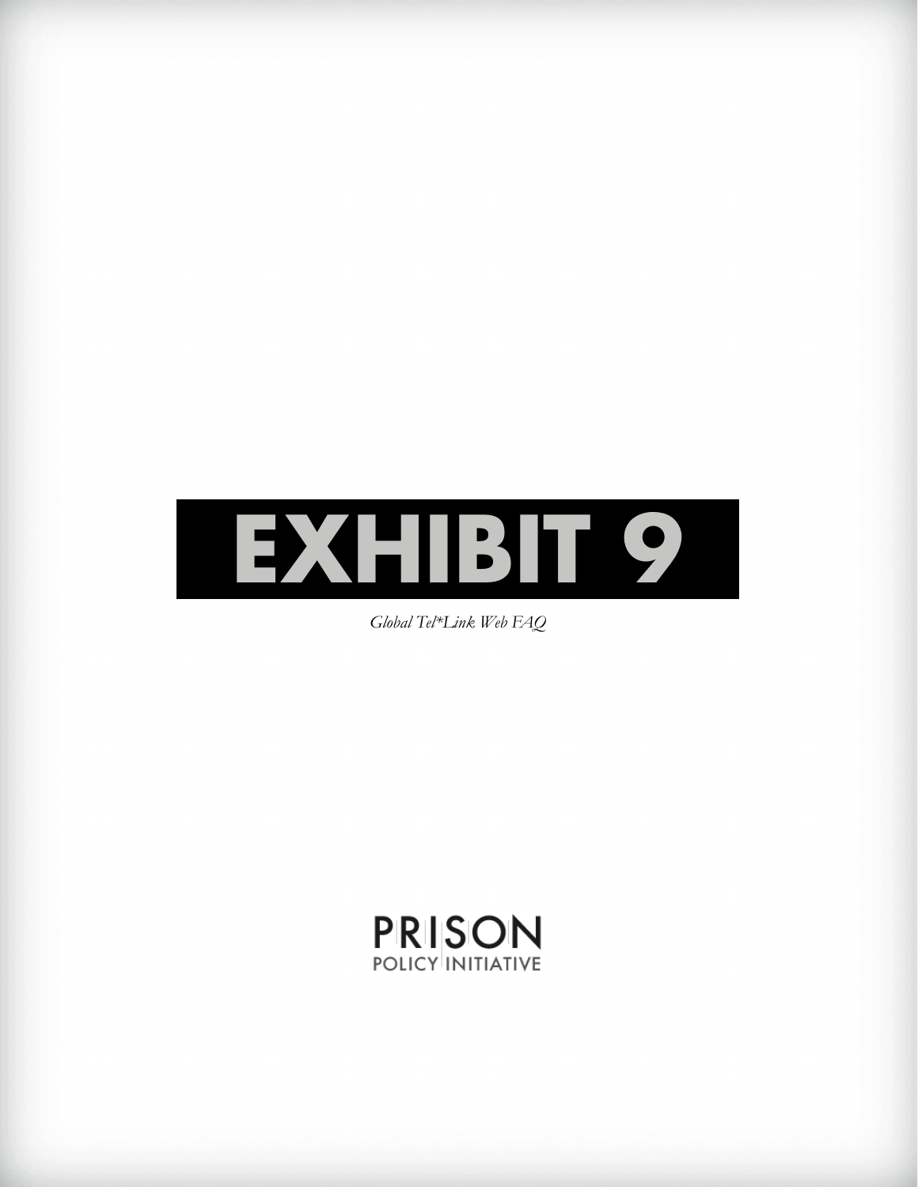# EXHIBIT 9

*Global Tel*Link Web FAQ*

PRISON
POLICY INITIATIVE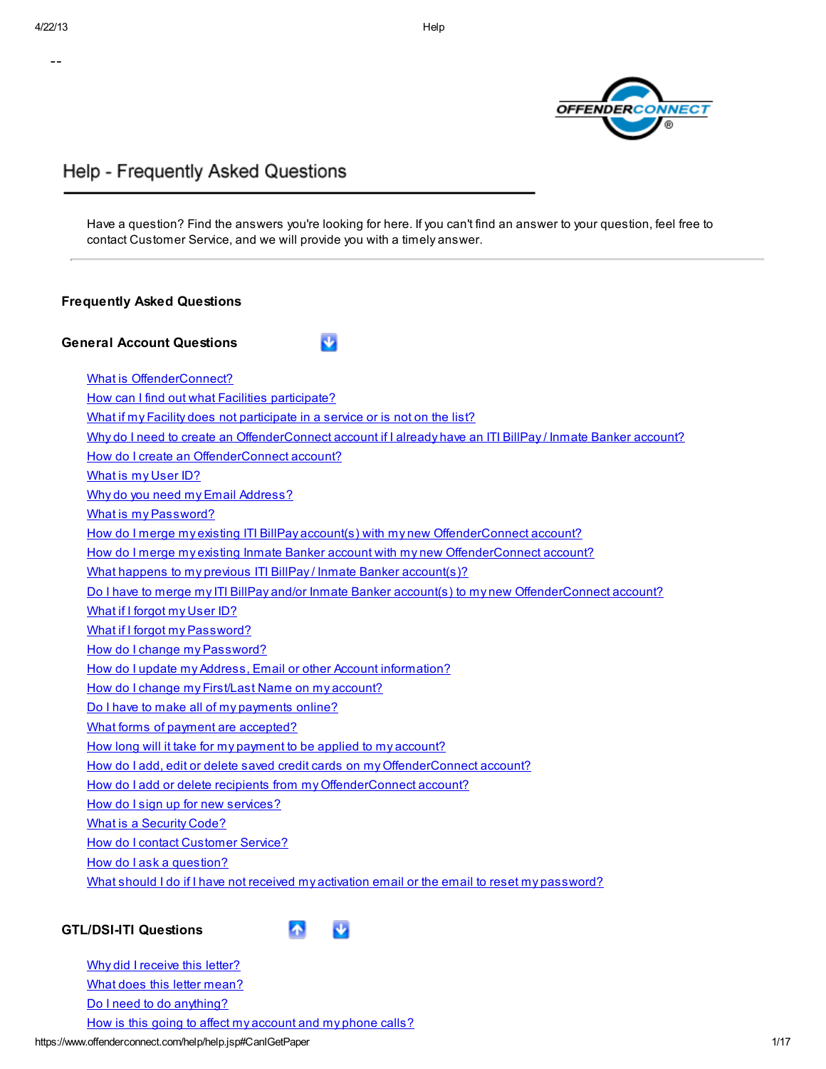--

# Help - Frequently Asked Questions

Have a question? Find the answers you're looking for here. If you can't find an answer to your question, feel free to contact Customer Service, and we will provide you with a timely answer.

---

## Frequently Asked Questions

### General Account Questions

- What is OffenderConnect?
- How can I find out what Facilities participate?
- What if my Facility does not participate in a service or is not on the list?
- Why do I need to create an OffenderConnect account if I already have an ITI BillPay / Inmate Banker account?
- How do I create an OffenderConnect account?
- What is my User ID?
- Why do you need my Email Address?
- What is my Password?
- How do I merge my existing ITI BillPay account(s) with my new OffenderConnect account?
- How do I merge my existing Inmate Banker account with my new OffenderConnect account?
- What happens to my previous ITI BillPay / Inmate Banker account(s)?
- Do I have to merge my ITI BillPay and/or Inmate Banker account(s) to my new OffenderConnect account?
- What if I forgot my User ID?
- What if I forgot my Password?
- How do I change my Password?
- How do I update my Address, Email or other Account information?
- How do I change my First/Last Name on my account?
- Do I have to make all of my payments online?
- What forms of payment are accepted?
- How long will it take for my payment to be applied to my account?
- How do I add, edit or delete saved credit cards on my OffenderConnect account?
- How do I add or delete recipients from my OffenderConnect account?
- How do I sign up for new services?
- What is a Security Code?
- How do I contact Customer Service?
- How do I ask a question?
- What should I do if I have not received my activation email or the email to reset my password?

### GTL/DSI-ITI Questions

- Why did I receive this letter?
- What does this letter mean?
- Do I need to do anything?
- How is this going to affect my account and my phone calls?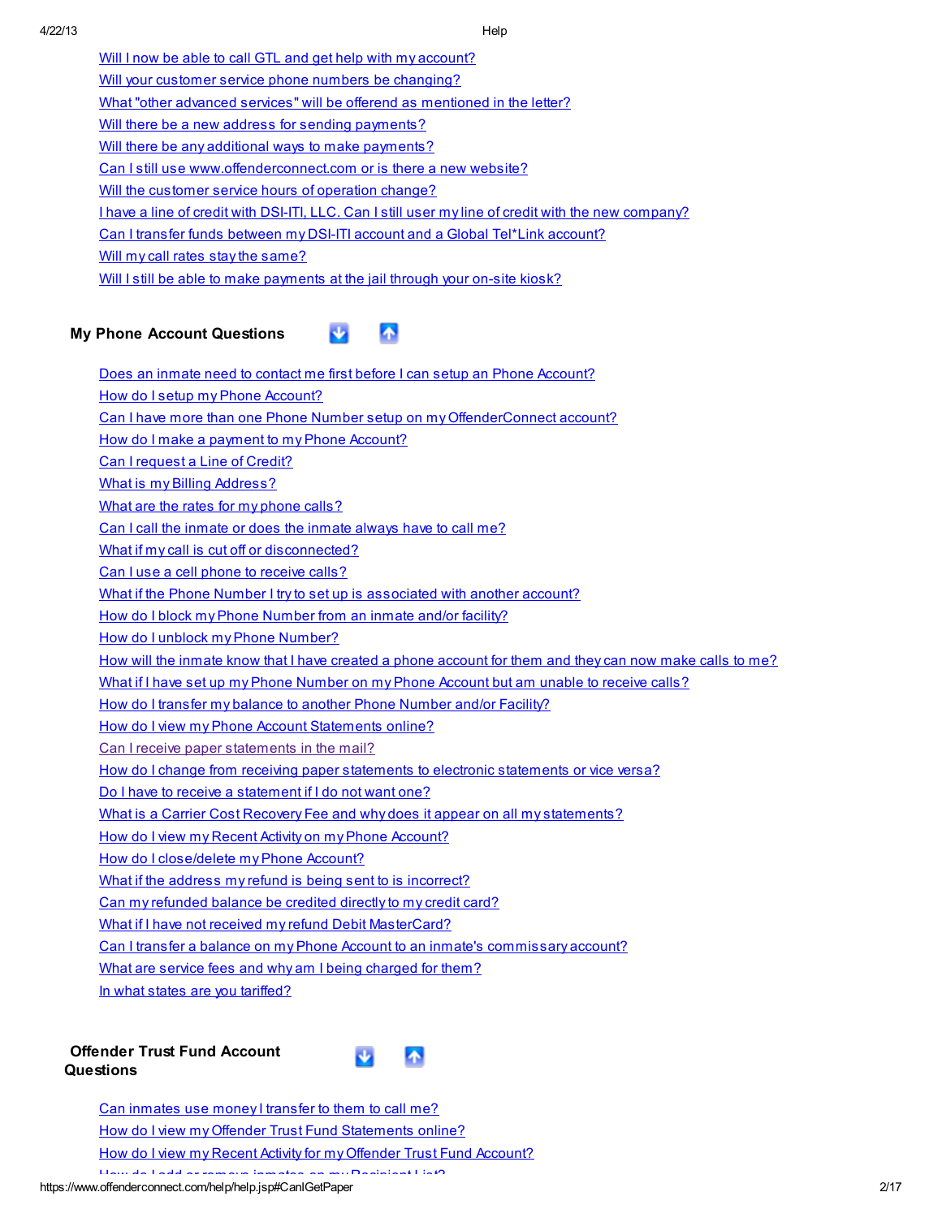- Will I now be able to call GTL and get help with my account?
- Will your customer service phone numbers be changing?
- What "other advanced services" will be offerend as mentioned in the letter?
- Will there be a new address for sending payments?
- Will there be any additional ways to make payments?
- Can I still use www.offenderconnect.com or is there a new website?
- Will the customer service hours of operation change?
- I have a line of credit with DSI-ITI, LLC. Can I still user my line of credit with the new company?
- Can I transfer funds between my DSI-ITI account and a Global Tel*Link account?
- Will my call rates stay the same?
- Will I still be able to make payments at the jail through your on-site kiosk?

## My Phone Account Questions

- Does an inmate need to contact me first before I can setup an Phone Account?
- How do I setup my Phone Account?
- Can I have more than one Phone Number setup on my OffenderConnect account?
- How do I make a payment to my Phone Account?
- Can I request a Line of Credit?
- What is my Billing Address?
- What are the rates for my phone calls?
- Can I call the inmate or does the inmate always have to call me?
- What if my call is cut off or disconnected?
- Can I use a cell phone to receive calls?
- What if the Phone Number I try to set up is associated with another account?
- How do I block my Phone Number from an inmate and/or facility?
- How do I unblock my Phone Number?
- How will the inmate know that I have created a phone account for them and they can now make calls to me?
- What if I have set up my Phone Number on my Phone Account but am unable to receive calls?
- How do I transfer my balance to another Phone Number and/or Facility?
- How do I view my Phone Account Statements online?
- Can I receive paper statements in the mail?
- How do I change from receiving paper statements to electronic statements or vice versa?
- Do I have to receive a statement if I do not want one?
- What is a Carrier Cost Recovery Fee and why does it appear on all my statements?
- How do I view my Recent Activity on my Phone Account?
- How do I close/delete my Phone Account?
- What if the address my refund is being sent to is incorrect?
- Can my refunded balance be credited directly to my credit card?
- What if I have not received my refund Debit MasterCard?
- Can I transfer a balance on my Phone Account to an inmate's commissary account?
- What are service fees and why am I being charged for them?
- In what states are you tariffed?

## Offender Trust Fund Account Questions

- Can inmates use money I transfer to them to call me?
- How do I view my Offender Trust Fund Statements online?
- How do I view my Recent Activity for my Offender Trust Fund Account?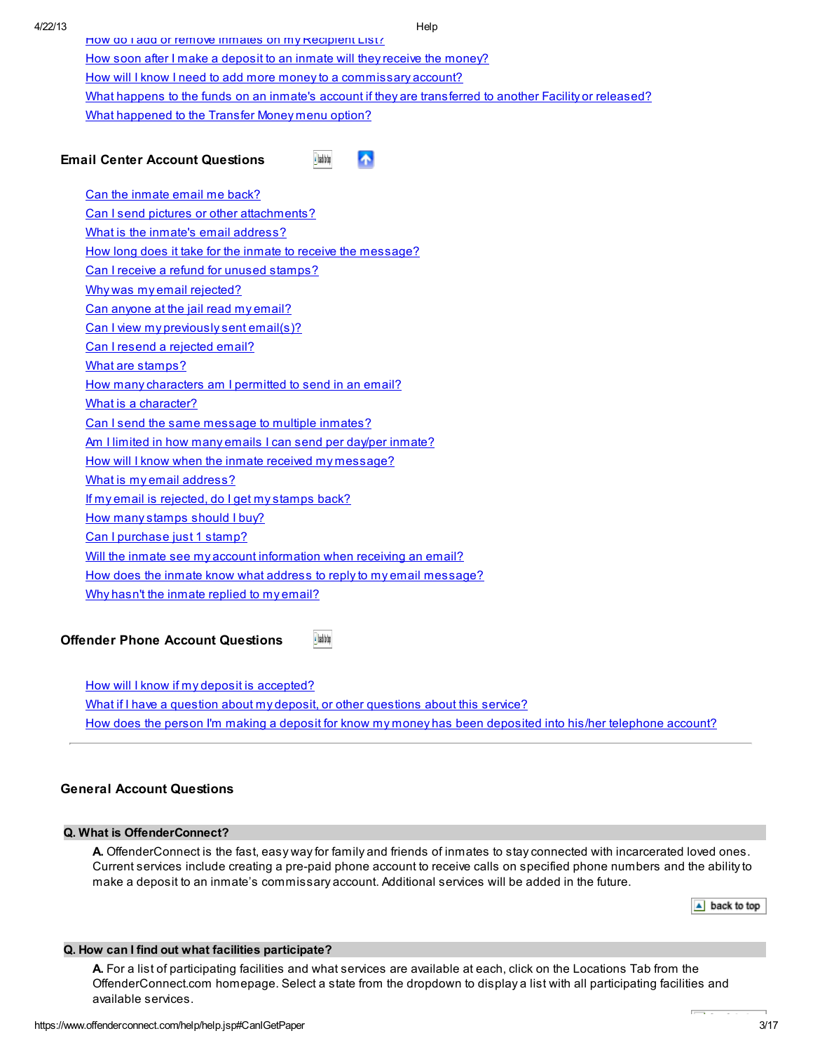How do I add or remove inmates on my Recipient List?
How soon after I make a deposit to an inmate will they receive the money?
How will I know I need to add more money to a commissary account?
What happens to the funds on an inmate's account if they are transferred to another Facility or released?
What happened to the Transfer Money menu option?

### Email Center Account Questions

- Can the inmate email me back?
- Can I send pictures or other attachments?
- What is the inmate's email address?
- How long does it take for the inmate to receive the message?
- Can I receive a refund for unused stamps?
- Why was my email rejected?
- Can anyone at the jail read my email?
- Can I view my previously sent email(s)?
- Can I resend a rejected email?
- What are stamps?
- How many characters am I permitted to send in an email?
- What is a character?
- Can I send the same message to multiple inmates?
- Am I limited in how many emails I can send per day/per inmate?
- How will I know when the inmate received my message?
- What is my email address?
- If my email is rejected, do I get my stamps back?
- How many stamps should I buy?
- Can I purchase just 1 stamp?
- Will the inmate see my account information when receiving an email?
- How does the inmate know what address to reply to my email message?
- Why hasn't the inmate replied to my email?

### Offender Phone Account Questions

- How will I know if my deposit is accepted?
- What if I have a question about my deposit, or other questions about this service?
- How does the person I'm making a deposit for know my money has been deposited into his/her telephone account?

---

### General Account Questions

**Q. What is OffenderConnect?**

**A.** OffenderConnect is the fast, easy way for family and friends of inmates to stay connected with incarcerated loved ones. Current services include creating a pre-paid phone account to receive calls on specified phone numbers and the ability to make a deposit to an inmate's commissary account. Additional services will be added in the future.

back to top

**Q. How can I find out what facilities participate?**

**A.** For a list of participating facilities and what services are available at each, click on the Locations Tab from the OffenderConnect.com homepage. Select a state from the dropdown to display a list with all participating facilities and available services.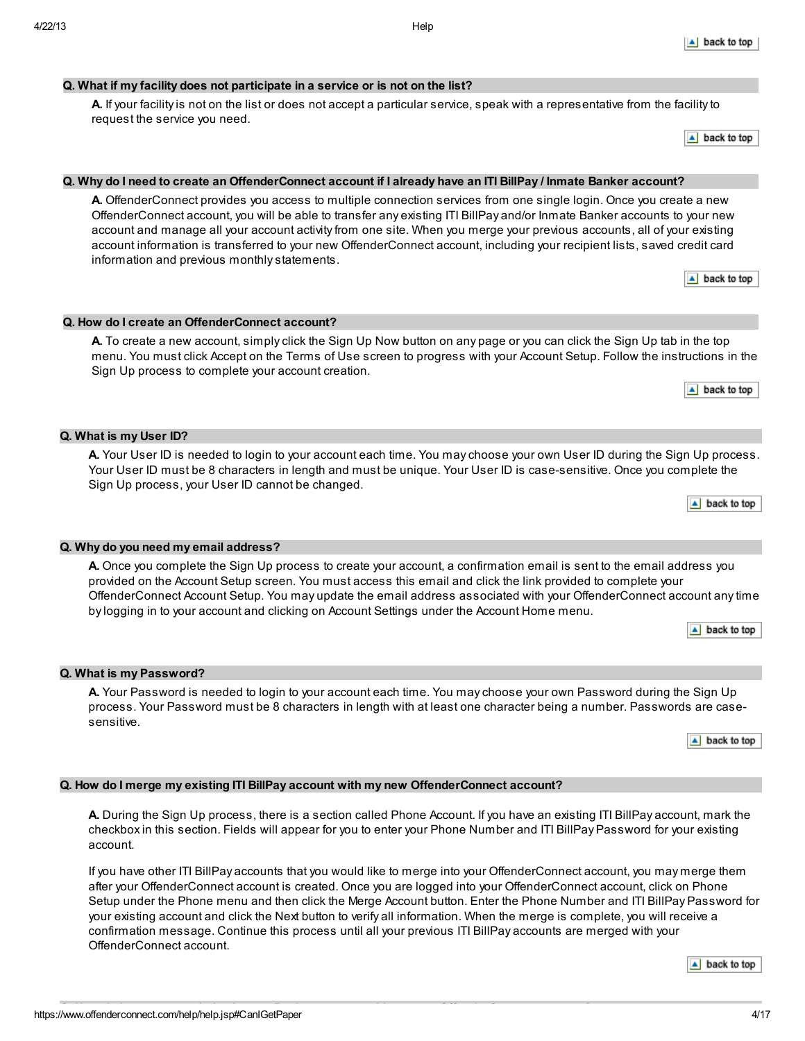### Q. What if my facility does not participate in a service or is not on the list?

**A.** If your facility is not on the list or does not accept a particular service, speak with a representative from the facility to request the service you need.

### Q. Why do I need to create an OffenderConnect account if I already have an ITI BillPay / Inmate Banker account?

**A.** OffenderConnect provides you access to multiple connection services from one single login. Once you create a new OffenderConnect account, you will be able to transfer any existing ITI BillPay and/or Inmate Banker accounts to your new account and manage all your account activity from one site. When you merge your previous accounts, all of your existing account information is transferred to your new OffenderConnect account, including your recipient lists, saved credit card information and previous monthly statements.

### Q. How do I create an OffenderConnect account?

**A.** To create a new account, simply click the Sign Up Now button on any page or you can click the Sign Up tab in the top menu. You must click Accept on the Terms of Use screen to progress with your Account Setup. Follow the instructions in the Sign Up process to complete your account creation.

### Q. What is my User ID?

**A.** Your User ID is needed to login to your account each time. You may choose your own User ID during the Sign Up process. Your User ID must be 8 characters in length and must be unique. Your User ID is case-sensitive. Once you complete the Sign Up process, your User ID cannot be changed.

### Q. Why do you need my email address?

**A.** Once you complete the Sign Up process to create your account, a confirmation email is sent to the email address you provided on the Account Setup screen. You must access this email and click the link provided to complete your OffenderConnect Account Setup. You may update the email address associated with your OffenderConnect account any time by logging in to your account and clicking on Account Settings under the Account Home menu.

### Q. What is my Password?

**A.** Your Password is needed to login to your account each time. You may choose your own Password during the Sign Up process. Your Password must be 8 characters in length with at least one character being a number. Passwords are case-sensitive.

### Q. How do I merge my existing ITI BillPay account with my new OffenderConnect account?

**A.** During the Sign Up process, there is a section called Phone Account. If you have an existing ITI BillPay account, mark the checkbox in this section. Fields will appear for you to enter your Phone Number and ITI BillPay Password for your existing account.

If you have other ITI BillPay accounts that you would like to merge into your OffenderConnect account, you may merge them after your OffenderConnect account is created. Once you are logged into your OffenderConnect account, click on Phone Setup under the Phone menu and then click the Merge Account button. Enter the Phone Number and ITI BillPay Password for your existing account and click the Next button to verify all information. When the merge is complete, you will receive a confirmation message. Continue this process until all your previous ITI BillPay accounts are merged with your OffenderConnect account.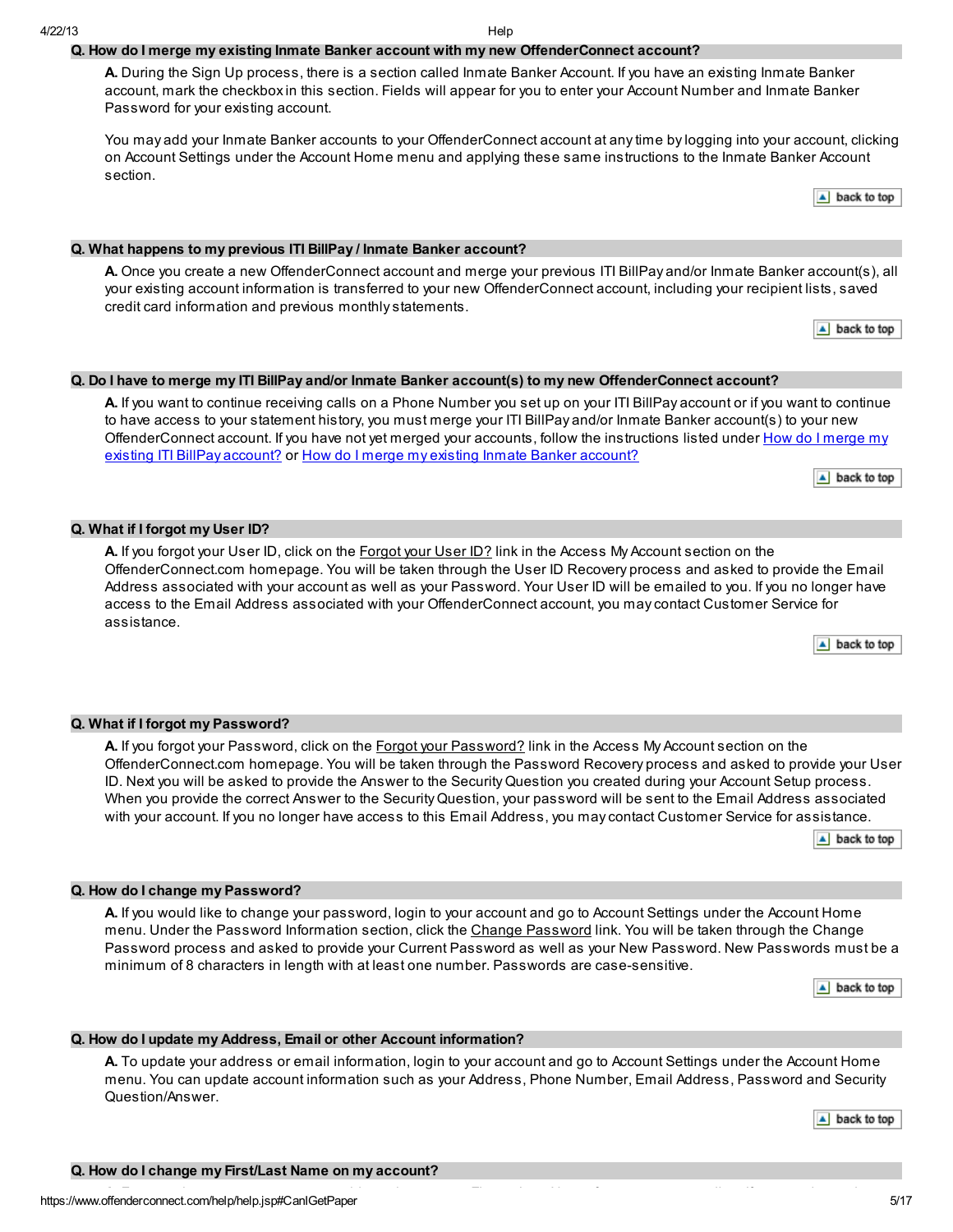### Q. How do I merge my existing Inmate Banker account with my new OffenderConnect account?

**A.** During the Sign Up process, there is a section called Inmate Banker Account. If you have an existing Inmate Banker account, mark the checkbox in this section. Fields will appear for you to enter your Account Number and Inmate Banker Password for your existing account.

You may add your Inmate Banker accounts to your OffenderConnect account at any time by logging into your account, clicking on Account Settings under the Account Home menu and applying these same instructions to the Inmate Banker Account section.

back to top

### Q. What happens to my previous ITI BillPay / Inmate Banker account?

**A.** Once you create a new OffenderConnect account and merge your previous ITI BillPay and/or Inmate Banker account(s), all your existing account information is transferred to your new OffenderConnect account, including your recipient lists, saved credit card information and previous monthly statements.

back to top

### Q. Do I have to merge my ITI BillPay and/or Inmate Banker account(s) to my new OffenderConnect account?

**A.** If you want to continue receiving calls on a Phone Number you set up on your ITI BillPay account or if you want to continue to have access to your statement history, you must merge your ITI BillPay and/or Inmate Banker account(s) to your new OffenderConnect account. If you have not yet merged your accounts, follow the instructions listed under How do I merge my existing ITI BillPay account? or How do I merge my existing Inmate Banker account?

back to top

### Q. What if I forgot my User ID?

**A.** If you forgot your User ID, click on the Forgot your User ID? link in the Access My Account section on the OffenderConnect.com homepage. You will be taken through the User ID Recovery process and asked to provide the Email Address associated with your account as well as your Password. Your User ID will be emailed to you. If you no longer have access to the Email Address associated with your OffenderConnect account, you may contact Customer Service for assistance.

back to top

### Q. What if I forgot my Password?

**A.** If you forgot your Password, click on the Forgot your Password? link in the Access My Account section on the OffenderConnect.com homepage. You will be taken through the Password Recovery process and asked to provide your User ID. Next you will be asked to provide the Answer to the Security Question you created during your Account Setup process. When you provide the correct Answer to the Security Question, your password will be sent to the Email Address associated with your account. If you no longer have access to this Email Address, you may contact Customer Service for assistance.

back to top

### Q. How do I change my Password?

**A.** If you would like to change your password, login to your account and go to Account Settings under the Account Home menu. Under the Password Information section, click the Change Password link. You will be taken through the Change Password process and asked to provide your Current Password as well as your New Password. New Passwords must be a minimum of 8 characters in length with at least one number. Passwords are case-sensitive.

back to top

### Q. How do I update my Address, Email or other Account information?

**A.** To update your address or email information, login to your account and go to Account Settings under the Account Home menu. You can update account information such as your Address, Phone Number, Email Address, Password and Security Question/Answer.

back to top

### Q. How do I change my First/Last Name on my account?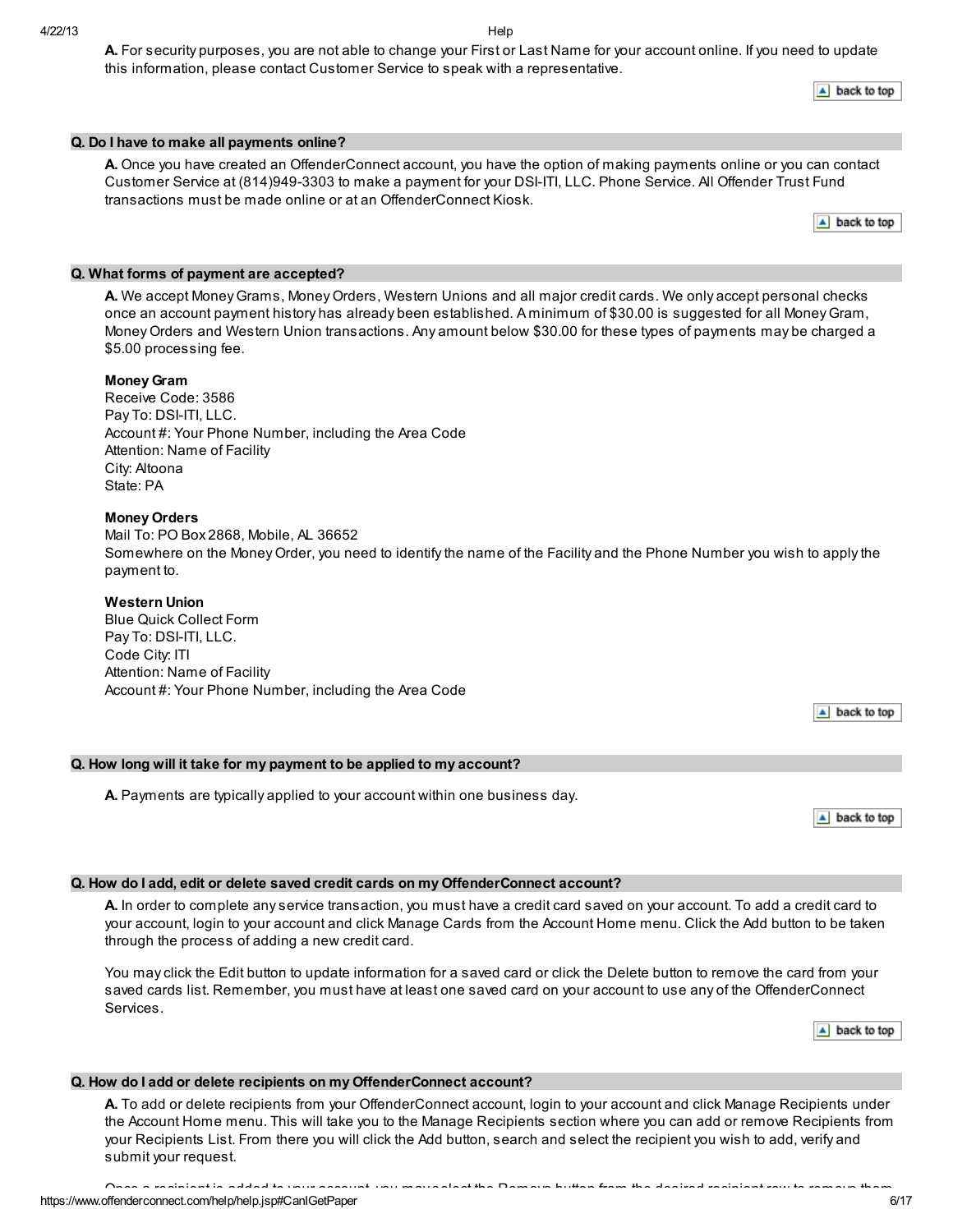**A.** For security purposes, you are not able to change your First or Last Name for your account online. If you need to update this information, please contact Customer Service to speak with a representative.

back to top

### Q. Do I have to make all payments online?

**A.** Once you have created an OffenderConnect account, you have the option of making payments online or you can contact Customer Service at (814)949-3303 to make a payment for your DSI-ITI, LLC. Phone Service. All Offender Trust Fund transactions must be made online or at an OffenderConnect Kiosk.

back to top

### Q. What forms of payment are accepted?

**A.** We accept MoneyGrams, Money Orders, Western Unions and all major credit cards. We only accept personal checks once an account payment history has already been established. A minimum of $30.00 is suggested for all MoneyGram, Money Orders and Western Union transactions. Any amount below $30.00 for these types of payments may be charged a $5.00 processing fee.

**Money Gram**
Receive Code: 3586
Pay To: DSI-ITI, LLC.
Account #: Your Phone Number, including the Area Code
Attention: Name of Facility
City: Altoona
State: PA

**Money Orders**
Mail To: PO Box 2868, Mobile, AL 36652
Somewhere on the Money Order, you need to identify the name of the Facility and the Phone Number you wish to apply the payment to.

**Western Union**
Blue Quick Collect Form
Pay To: DSI-ITI, LLC.
Code City: ITI
Attention: Name of Facility
Account #: Your Phone Number, including the Area Code

back to top

### Q. How long will it take for my payment to be applied to my account?

**A.** Payments are typically applied to your account within one business day.

back to top

### Q. How do I add, edit or delete saved credit cards on my OffenderConnect account?

**A.** In order to complete any service transaction, you must have a credit card saved on your account. To add a credit card to your account, login to your account and click Manage Cards from the Account Home menu. Click the Add button to be taken through the process of adding a new credit card.

You may click the Edit button to update information for a saved card or click the Delete button to remove the card from your saved cards list. Remember, you must have at least one saved card on your account to use any of the OffenderConnect Services.

back to top

### Q. How do I add or delete recipients on my OffenderConnect account?

**A.** To add or delete recipients from your OffenderConnect account, login to your account and click Manage Recipients under the Account Home menu. This will take you to the Manage Recipients section where you can add or remove Recipients from your Recipients List. From there you will click the Add button, search and select the recipient you wish to add, verify and submit your request.

Once a recipient is added to your account, you may select the Remove button from the desired recipient row to remove them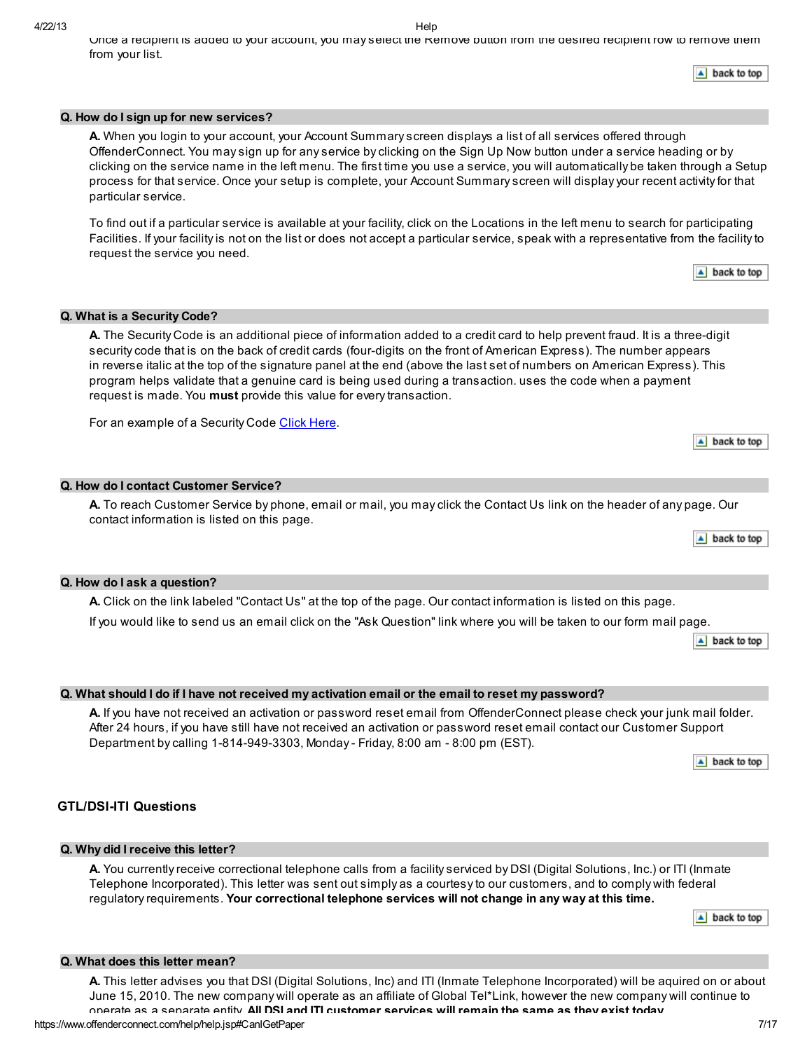Once a recipient is added to your account, you may select the Remove button from the desired recipient row to remove them from your list.

back to top

### Q. How do I sign up for new services?

**A.** When you login to your account, your Account Summary screen displays a list of all services offered through OffenderConnect. You may sign up for any service by clicking on the Sign Up Now button under a service heading or by clicking on the service name in the left menu. The first time you use a service, you will automatically be taken through a Setup process for that service. Once your setup is complete, your Account Summary screen will display your recent activity for that particular service.

To find out if a particular service is available at your facility, click on the Locations in the left menu to search for participating Facilities. If your facility is not on the list or does not accept a particular service, speak with a representative from the facility to request the service you need.

back to top

### Q. What is a Security Code?

**A.** The Security Code is an additional piece of information added to a credit card to help prevent fraud. It is a three-digit security code that is on the back of credit cards (four-digits on the front of American Express). The number appears in reverse italic at the top of the signature panel at the end (above the last set of numbers on American Express). This program helps validate that a genuine card is being used during a transaction. uses the code when a payment request is made. You **must** provide this value for every transaction.

For an example of a Security Code Click Here.

back to top

### Q. How do I contact Customer Service?

**A.** To reach Customer Service by phone, email or mail, you may click the Contact Us link on the header of any page. Our contact information is listed on this page.

back to top

### Q. How do I ask a question?

**A.** Click on the link labeled "Contact Us" at the top of the page. Our contact information is listed on this page.

If you would like to send us an email click on the "Ask Question" link where you will be taken to our form mail page.

back to top

### Q. What should I do if I have not received my activation email or the email to reset my password?

**A.** If you have not received an activation or password reset email from OffenderConnect please check your junk mail folder. After 24 hours, if you have still have not received an activation or password reset email contact our Customer Support Department by calling 1-814-949-3303, Monday - Friday, 8:00 am - 8:00 pm (EST).

back to top

## GTL/DSI-ITI Questions

### Q. Why did I receive this letter?

**A.** You currently receive correctional telephone calls from a facility serviced by DSI (Digital Solutions, Inc.) or ITI (Inmate Telephone Incorporated). This letter was sent out simply as a courtesy to our customers, and to comply with federal regulatory requirements. **Your correctional telephone services will not change in any way at this time.**

back to top

### Q. What does this letter mean?

**A.** This letter advises you that DSI (Digital Solutions, Inc) and ITI (Inmate Telephone Incorporated) will be aquired on or about June 15, 2010. The new company will operate as an affiliate of Global Tel*Link, however the new company will continue to operate as a separate entity. **All DSI and ITI customer services will remain the same as they exist today.**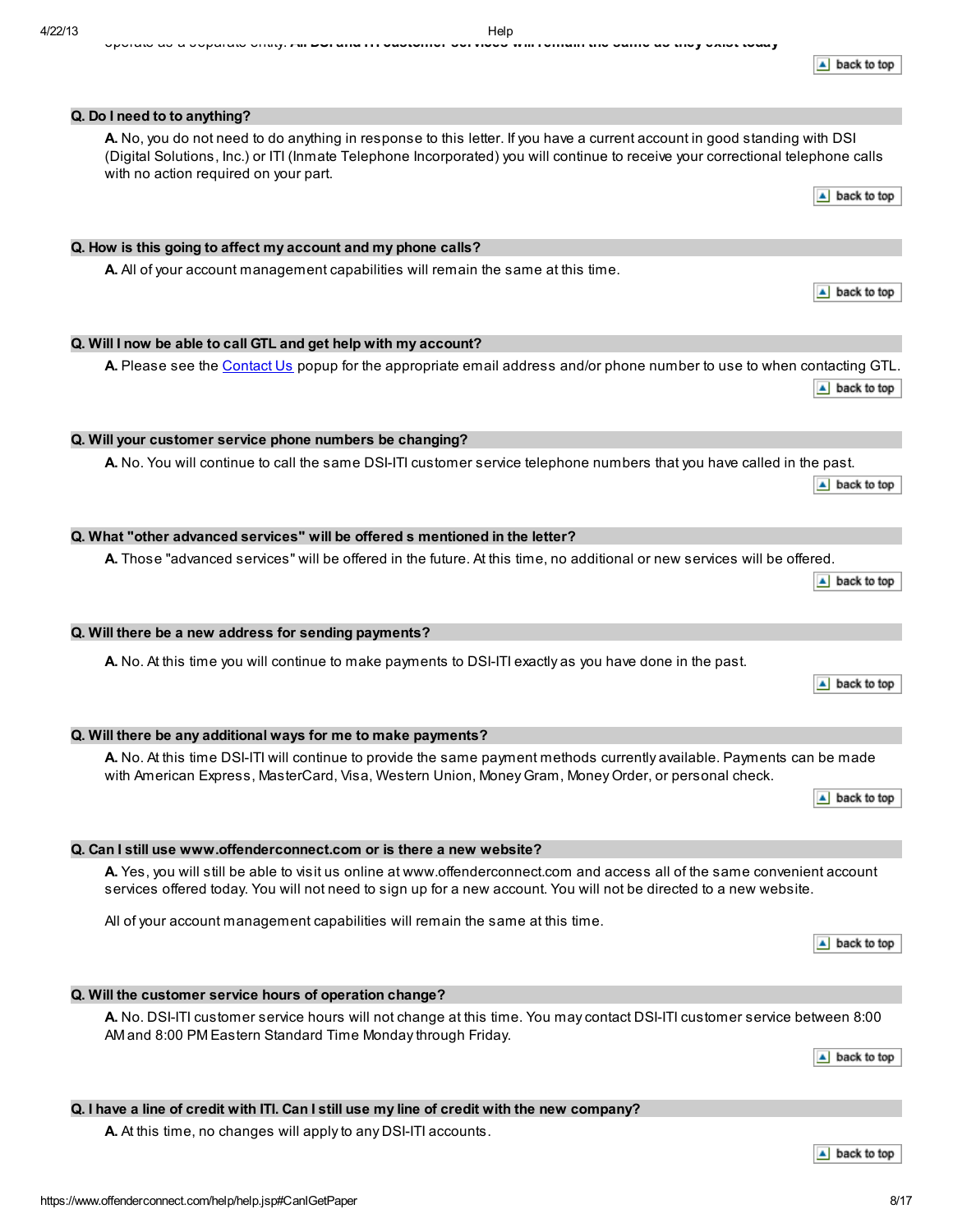operate as a separate entity. **All DSI and ITI customer services will remain the same as they exist today**

back to top

**Q. Do I need to to anything?**

**A.** No, you do not need to do anything in response to this letter. If you have a current account in good standing with DSI (Digital Solutions, Inc.) or ITI (Inmate Telephone Incorporated) you will continue to receive your correctional telephone calls with no action required on your part.

back to top

**Q. How is this going to affect my account and my phone calls?**

**A.** All of your account management capabilities will remain the same at this time.

back to top

**Q. Will I now be able to call GTL and get help with my account?**

**A.** Please see the Contact Us popup for the appropriate email address and/or phone number to use to when contacting GTL.

back to top

**Q. Will your customer service phone numbers be changing?**

**A.** No. You will continue to call the same DSI-ITI customer service telephone numbers that you have called in the past.

back to top

**Q. What "other advanced services" will be offered s mentioned in the letter?**

**A.** Those "advanced services" will be offered in the future. At this time, no additional or new services will be offered.

back to top

**Q. Will there be a new address for sending payments?**

**A.** No. At this time you will continue to make payments to DSI-ITI exactly as you have done in the past.

back to top

**Q. Will there be any additional ways for me to make payments?**

**A.** No. At this time DSI-ITI will continue to provide the same payment methods currently available. Payments can be made with American Express, MasterCard, Visa, Western Union, Money Gram, Money Order, or personal check.

back to top

**Q. Can I still use www.offenderconnect.com or is there a new website?**

**A.** Yes, you will still be able to visit us online at www.offenderconnect.com and access all of the same convenient account services offered today. You will not need to sign up for a new account. You will not be directed to a new website.

All of your account management capabilities will remain the same at this time.

back to top

**Q. Will the customer service hours of operation change?**

**A.** No. DSI-ITI customer service hours will not change at this time. You may contact DSI-ITI customer service between 8:00 AM and 8:00 PM Eastern Standard Time Monday through Friday.

back to top

**Q. I have a line of credit with ITI. Can I still use my line of credit with the new company?**

**A.** At this time, no changes will apply to any DSI-ITI accounts.

back to top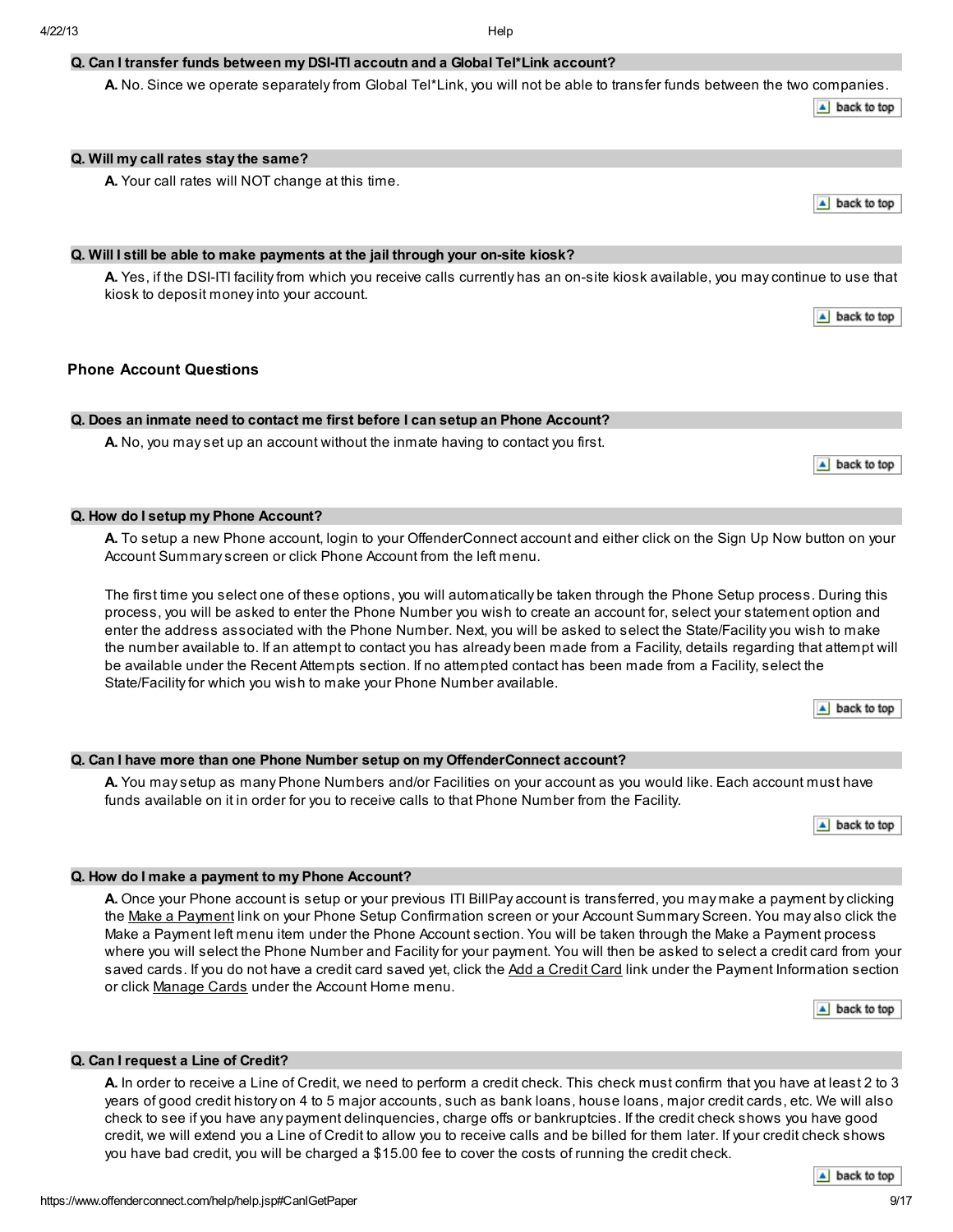**Q. Can I transfer funds between my DSI-ITI accoutn and a Global Tel*Link account?**

**A.** No. Since we operate separately from Global Tel*Link, you will not be able to transfer funds between the two companies.

**Q. Will my call rates stay the same?**

**A.** Your call rates will NOT change at this time.

**Q. Will I still be able to make payments at the jail through your on-site kiosk?**

**A.** Yes, if the DSI-ITI facility from which you receive calls currently has an on-site kiosk available, you may continue to use that kiosk to deposit money into your account.

## Phone Account Questions

**Q. Does an inmate need to contact me first before I can setup an Phone Account?**

**A.** No, you may set up an account without the inmate having to contact you first.

**Q. How do I setup my Phone Account?**

**A.** To setup a new Phone account, login to your OffenderConnect account and either click on the Sign Up Now button on your Account Summary screen or click Phone Account from the left menu.

The first time you select one of these options, you will automatically be taken through the Phone Setup process. During this process, you will be asked to enter the Phone Number you wish to create an account for, select your statement option and enter the address associated with the Phone Number. Next, you will be asked to select the State/Facility you wish to make the number available to. If an attempt to contact you has already been made from a Facility, details regarding that attempt will be available under the Recent Attempts section. If no attempted contact has been made from a Facility, select the State/Facility for which you wish to make your Phone Number available.

**Q. Can I have more than one Phone Number setup on my OffenderConnect account?**

**A.** You may setup as many Phone Numbers and/or Facilities on your account as you would like. Each account must have funds available on it in order for you to receive calls to that Phone Number from the Facility.

**Q. How do I make a payment to my Phone Account?**

**A.** Once your Phone account is setup or your previous ITI BillPay account is transferred, you may make a payment by clicking the Make a Payment link on your Phone Setup Confirmation screen or your Account Summary Screen. You may also click the Make a Payment left menu item under the Phone Account section. You will be taken through the Make a Payment process where you will select the Phone Number and Facility for your payment. You will then be asked to select a credit card from your saved cards. If you do not have a credit card saved yet, click the Add a Credit Card link under the Payment Information section or click Manage Cards under the Account Home menu.

**Q. Can I request a Line of Credit?**

**A.** In order to receive a Line of Credit, we need to perform a credit check. This check must confirm that you have at least 2 to 3 years of good credit history on 4 to 5 major accounts, such as bank loans, house loans, major credit cards, etc. We will also check to see if you have any payment delinquencies, charge offs or bankruptcies. If the credit check shows you have good credit, we will extend you a Line of Credit to allow you to receive calls and be billed for them later. If your credit check shows you have bad credit, you will be charged a $15.00 fee to cover the costs of running the credit check.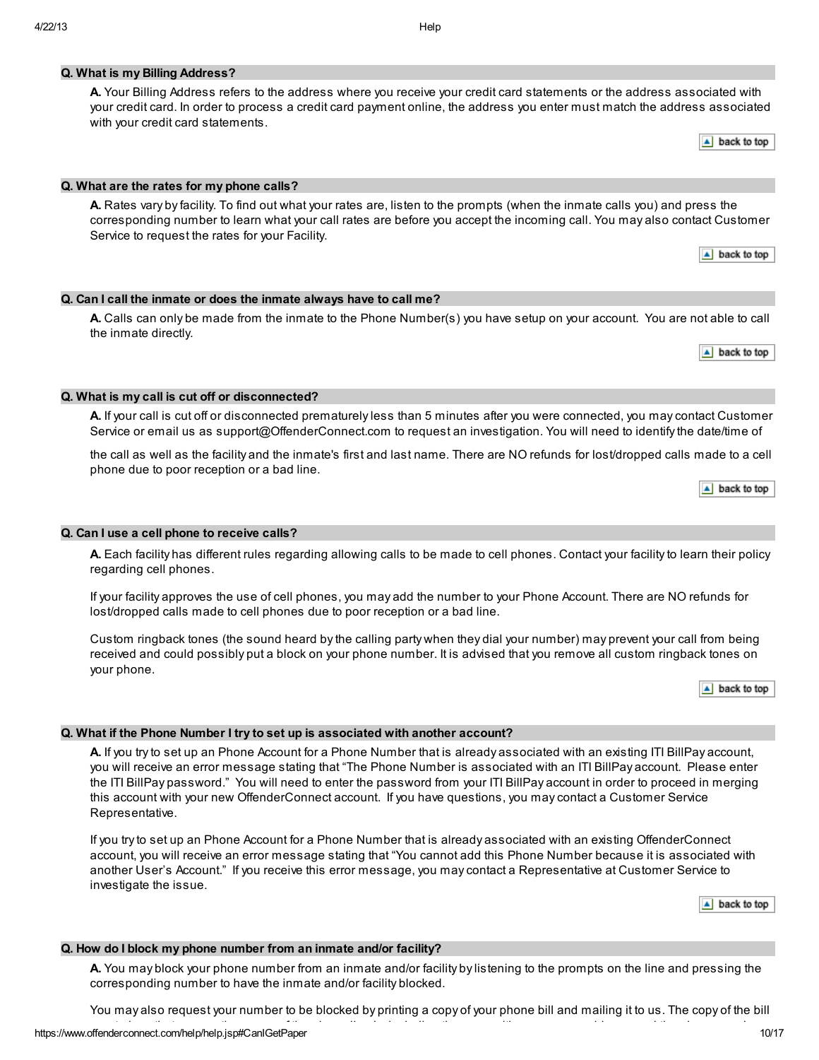**Q. What is my Billing Address?**

**A.** Your Billing Address refers to the address where you receive your credit card statements or the address associated with your credit card. In order to process a credit card payment online, the address you enter must match the address associated with your credit card statements.

**Q. What are the rates for my phone calls?**

**A.** Rates vary by facility. To find out what your rates are, listen to the prompts (when the inmate calls you) and press the corresponding number to learn what your call rates are before you accept the incoming call. You may also contact Customer Service to request the rates for your Facility.

**Q. Can I call the inmate or does the inmate always have to call me?**

**A.** Calls can only be made from the inmate to the Phone Number(s) you have setup on your account. You are not able to call the inmate directly.

**Q. What is my call is cut off or disconnected?**

**A.** If your call is cut off or disconnected prematurely less than 5 minutes after you were connected, you may contact Customer Service or email us as support@OffenderConnect.com to request an investigation. You will need to identify the date/time of the call as well as the facility and the inmate's first and last name. There are NO refunds for lost/dropped calls made to a cell phone due to poor reception or a bad line.

**Q. Can I use a cell phone to receive calls?**

**A.** Each facility has different rules regarding allowing calls to be made to cell phones. Contact your facility to learn their policy regarding cell phones.

If your facility approves the use of cell phones, you may add the number to your Phone Account. There are NO refunds for lost/dropped calls made to cell phones due to poor reception or a bad line.

Custom ringback tones (the sound heard by the calling party when they dial your number) may prevent your call from being received and could possibly put a block on your phone number. It is advised that you remove all custom ringback tones on your phone.

**Q. What if the Phone Number I try to set up is associated with another account?**

**A.** If you try to set up an Phone Account for a Phone Number that is already associated with an existing ITI BillPay account, you will receive an error message stating that "The Phone Number is associated with an ITI BillPay account. Please enter the ITI BillPay password." You will need to enter the password from your ITI BillPay account in order to proceed in merging this account with your new OffenderConnect account. If you have questions, you may contact a Customer Service Representative.

If you try to set up an Phone Account for a Phone Number that is already associated with an existing OffenderConnect account, you will receive an error message stating that "You cannot add this Phone Number because it is associated with another User's Account." If you receive this error message, you may contact a Representative at Customer Service to investigate the issue.

**Q. How do I block my phone number from an inmate and/or facility?**

**A.** You may block your phone number from an inmate and/or facility by listening to the prompts on the line and pressing the corresponding number to have the inmate and/or facility blocked.

You may also request your number to be blocked by printing a copy of your phone bill and mailing it to us. The copy of the bill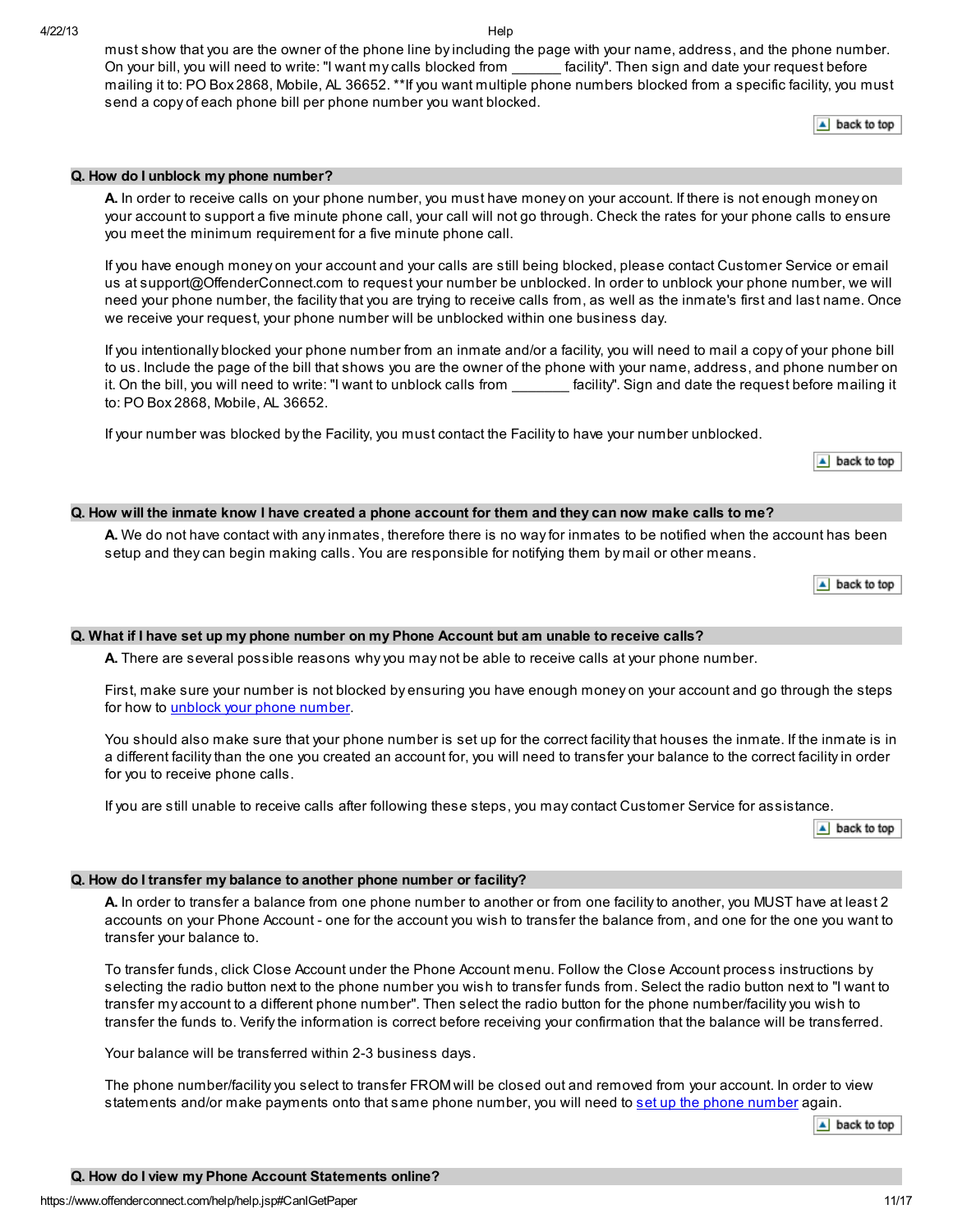must show that you are the owner of the phone line by including the page with your name, address, and the phone number. On your bill, you will need to write: "I want my calls blocked from _______ facility". Then sign and date your request before mailing it to: PO Box 2868, Mobile, AL 36652. **If you want multiple phone numbers blocked from a specific facility, you must send a copy of each phone bill per phone number you want blocked.

back to top

### Q. How do I unblock my phone number?

**A.** In order to receive calls on your phone number, you must have money on your account. If there is not enough money on your account to support a five minute phone call, your call will not go through. Check the rates for your phone calls to ensure you meet the minimum requirement for a five minute phone call.

If you have enough money on your account and your calls are still being blocked, please contact Customer Service or email us at support@OffenderConnect.com to request your number be unblocked. In order to unblock your phone number, we will need your phone number, the facility that you are trying to receive calls from, as well as the inmate's first and last name. Once we receive your request, your phone number will be unblocked within one business day.

If you intentionally blocked your phone number from an inmate and/or a facility, you will need to mail a copy of your phone bill to us. Include the page of the bill that shows you are the owner of the phone with your name, address, and phone number on it. On the bill, you will need to write: "I want to unblock calls from ________ facility". Sign and date the request before mailing it to: PO Box 2868, Mobile, AL 36652.

If your number was blocked by the Facility, you must contact the Facility to have your number unblocked.

back to top

### Q. How will the inmate know I have created a phone account for them and they can now make calls to me?

**A.** We do not have contact with any inmates, therefore there is no way for inmates to be notified when the account has been setup and they can begin making calls. You are responsible for notifying them by mail or other means.

back to top

### Q. What if I have set up my phone number on my Phone Account but am unable to receive calls?

**A.** There are several possible reasons why you may not be able to receive calls at your phone number.

First, make sure your number is not blocked by ensuring you have enough money on your account and go through the steps for how to unblock your phone number.

You should also make sure that your phone number is set up for the correct facility that houses the inmate. If the inmate is in a different facility than the one you created an account for, you will need to transfer your balance to the correct facility in order for you to receive phone calls.

If you are still unable to receive calls after following these steps, you may contact Customer Service for assistance.

back to top

### Q. How do I transfer my balance to another phone number or facility?

**A.** In order to transfer a balance from one phone number to another or from one facility to another, you MUST have at least 2 accounts on your Phone Account - one for the account you wish to transfer the balance from, and one for the one you want to transfer your balance to.

To transfer funds, click Close Account under the Phone Account menu. Follow the Close Account process instructions by selecting the radio button next to the phone number you wish to transfer funds from. Select the radio button next to "I want to transfer my account to a different phone number". Then select the radio button for the phone number/facility you wish to transfer the funds to. Verify the information is correct before receiving your confirmation that the balance will be transferred.

Your balance will be transferred within 2-3 business days.

The phone number/facility you select to transfer FROM will be closed out and removed from your account. In order to view statements and/or make payments onto that same phone number, you will need to set up the phone number again.

back to top

### Q. How do I view my Phone Account Statements online?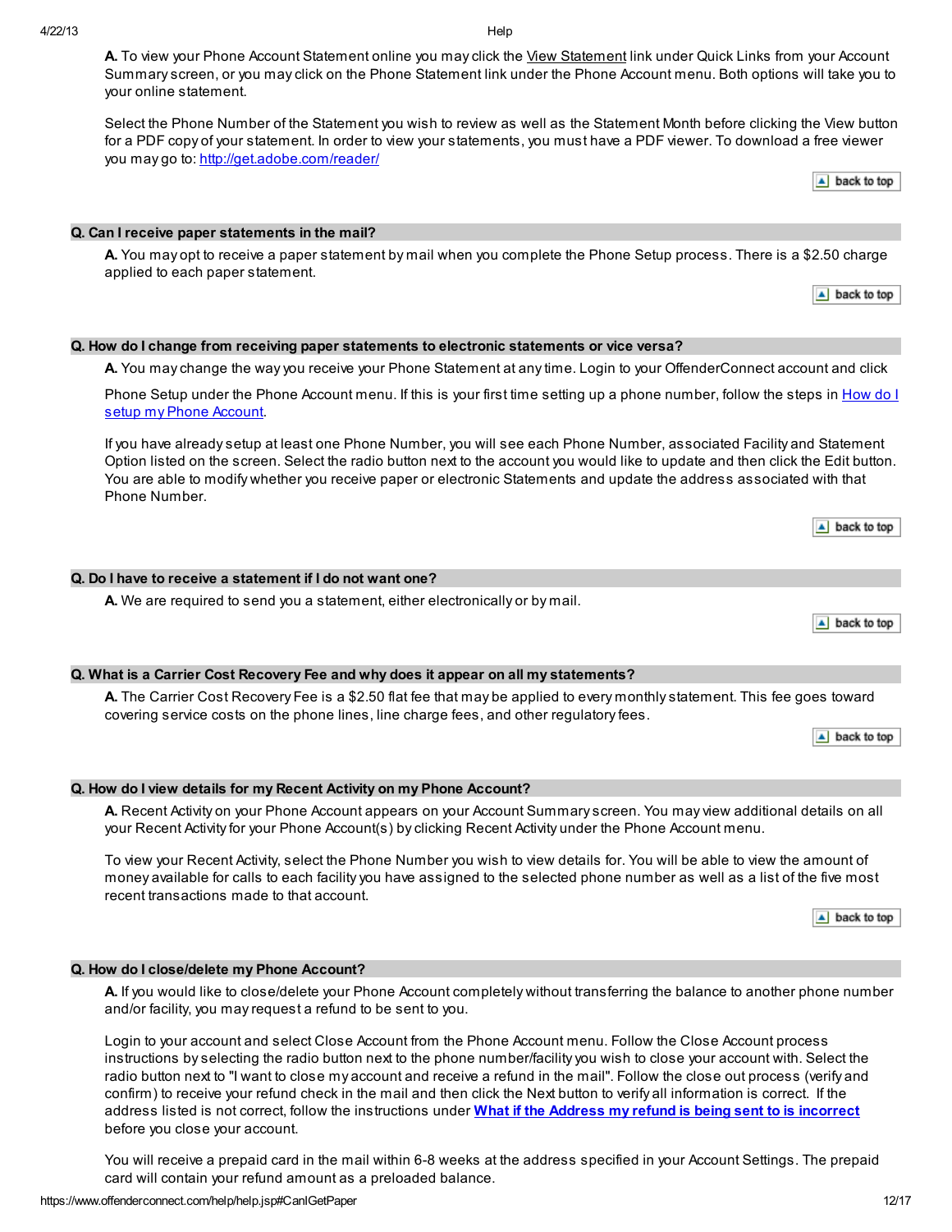**A.** To view your Phone Account Statement online you may click the View Statement link under Quick Links from your Account Summary screen, or you may click on the Phone Statement link under the Phone Account menu. Both options will take you to your online statement.

Select the Phone Number of the Statement you wish to review as well as the Statement Month before clicking the View button for a PDF copy of your statement. In order to view your statements, you must have a PDF viewer. To download a free viewer you may go to: http://get.adobe.com/reader/

back to top

### Q. Can I receive paper statements in the mail?

**A.** You may opt to receive a paper statement by mail when you complete the Phone Setup process. There is a $2.50 charge applied to each paper statement.

back to top

### Q. How do I change from receiving paper statements to electronic statements or vice versa?

**A.** You may change the way you receive your Phone Statement at any time. Login to your OffenderConnect account and click

Phone Setup under the Phone Account menu. If this is your first time setting up a phone number, follow the steps in How do I setup my Phone Account.

If you have already setup at least one Phone Number, you will see each Phone Number, associated Facility and Statement Option listed on the screen. Select the radio button next to the account you would like to update and then click the Edit button. You are able to modify whether you receive paper or electronic Statements and update the address associated with that Phone Number.

back to top

### Q. Do I have to receive a statement if I do not want one?

**A.** We are required to send you a statement, either electronically or by mail.

back to top

### Q. What is a Carrier Cost Recovery Fee and why does it appear on all my statements?

**A.** The Carrier Cost Recovery Fee is a $2.50 flat fee that may be applied to every monthly statement. This fee goes toward covering service costs on the phone lines, line charge fees, and other regulatory fees.

back to top

### Q. How do I view details for my Recent Activity on my Phone Account?

**A.** Recent Activity on your Phone Account appears on your Account Summary screen. You may view additional details on all your Recent Activity for your Phone Account(s) by clicking Recent Activity under the Phone Account menu.

To view your Recent Activity, select the Phone Number you wish to view details for. You will be able to view the amount of money available for calls to each facility you have assigned to the selected phone number as well as a list of the five most recent transactions made to that account.

back to top

### Q. How do I close/delete my Phone Account?

**A.** If you would like to close/delete your Phone Account completely without transferring the balance to another phone number and/or facility, you may request a refund to be sent to you.

Login to your account and select Close Account from the Phone Account menu. Follow the Close Account process instructions by selecting the radio button next to the phone number/facility you wish to close your account with. Select the radio button next to "I want to close my account and receive a refund in the mail". Follow the close out process (verify and confirm) to receive your refund check in the mail and then click the Next button to verify all information is correct. If the address listed is not correct, follow the instructions under **What if the Address my refund is being sent to is incorrect** before you close your account.

You will receive a prepaid card in the mail within 6-8 weeks at the address specified in your Account Settings. The prepaid card will contain your refund amount as a preloaded balance.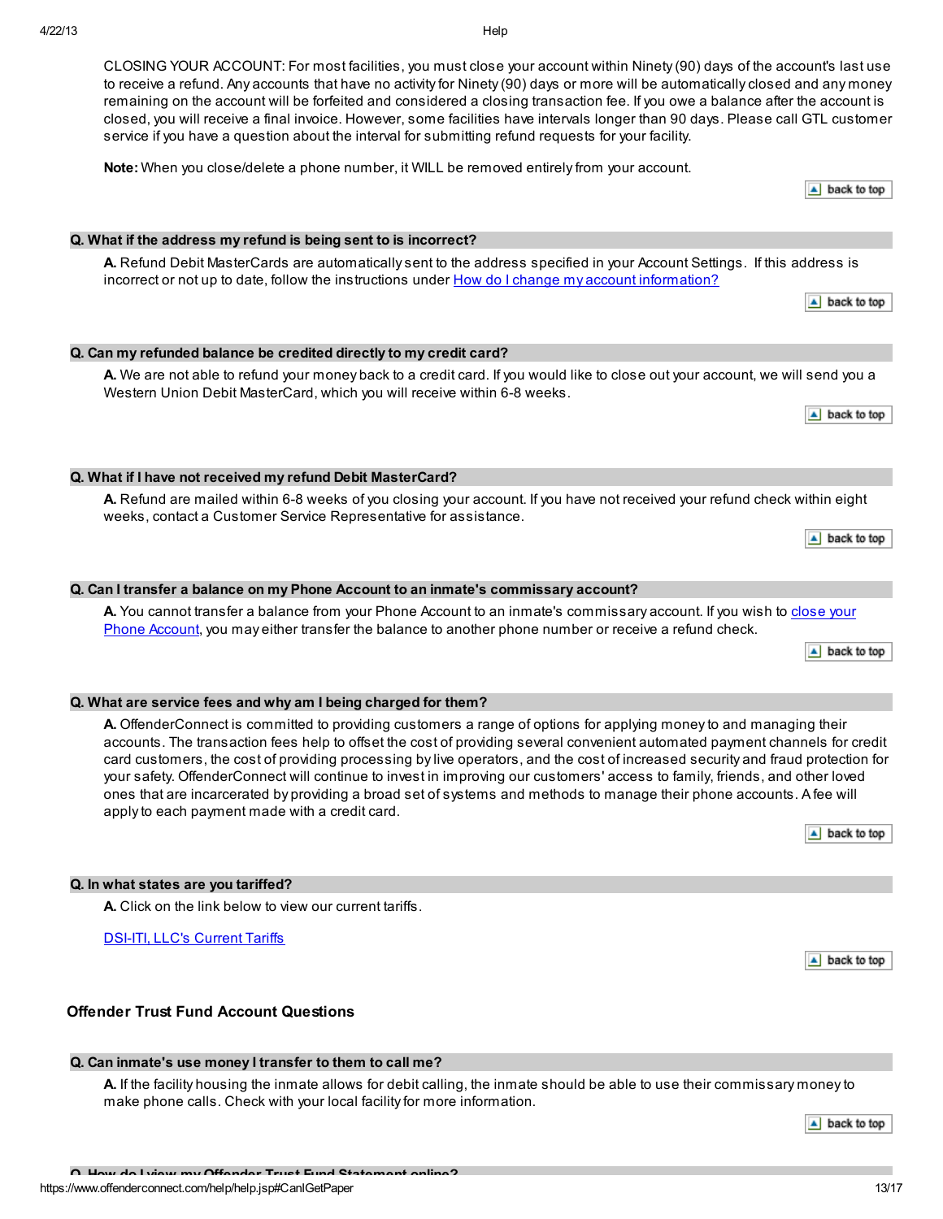CLOSING YOUR ACCOUNT: For most facilities, you must close your account within Ninety (90) days of the account's last use to receive a refund. Any accounts that have no activity for Ninety (90) days or more will be automatically closed and any money remaining on the account will be forfeited and considered a closing transaction fee. If you owe a balance after the account is closed, you will receive a final invoice. However, some facilities have intervals longer than 90 days. Please call GTL customer service if you have a question about the interval for submitting refund requests for your facility.

**Note:** When you close/delete a phone number, it WILL be removed entirely from your account.

back to top

**Q. What if the address my refund is being sent to is incorrect?**

**A.** Refund Debit MasterCards are automatically sent to the address specified in your Account Settings. If this address is incorrect or not up to date, follow the instructions under How do I change my account information?

back to top

**Q. Can my refunded balance be credited directly to my credit card?**

**A.** We are not able to refund your money back to a credit card. If you would like to close out your account, we will send you a Western Union Debit MasterCard, which you will receive within 6-8 weeks.

back to top

**Q. What if I have not received my refund Debit MasterCard?**

**A.** Refund are mailed within 6-8 weeks of you closing your account. If you have not received your refund check within eight weeks, contact a Customer Service Representative for assistance.

back to top

**Q. Can I transfer a balance on my Phone Account to an inmate's commissary account?**

**A.** You cannot transfer a balance from your Phone Account to an inmate's commissary account. If you wish to close your Phone Account, you may either transfer the balance to another phone number or receive a refund check.

back to top

**Q. What are service fees and why am I being charged for them?**

**A.** OffenderConnect is committed to providing customers a range of options for applying money to and managing their accounts. The transaction fees help to offset the cost of providing several convenient automated payment channels for credit card customers, the cost of providing processing by live operators, and the cost of increased security and fraud protection for your safety. OffenderConnect will continue to invest in improving our customers' access to family, friends, and other loved ones that are incarcerated by providing a broad set of systems and methods to manage their phone accounts. A fee will apply to each payment made with a credit card.

back to top

**Q. In what states are you tariffed?**

**A.** Click on the link below to view our current tariffs.

DSI-ITI, LLC's Current Tariffs

back to top

## Offender Trust Fund Account Questions

**Q. Can inmate's use money I transfer to them to call me?**

**A.** If the facility housing the inmate allows for debit calling, the inmate should be able to use their commissary money to make phone calls. Check with your local facility for more information.

back to top

**Q. How do I view my Offender Trust Fund Statement online?**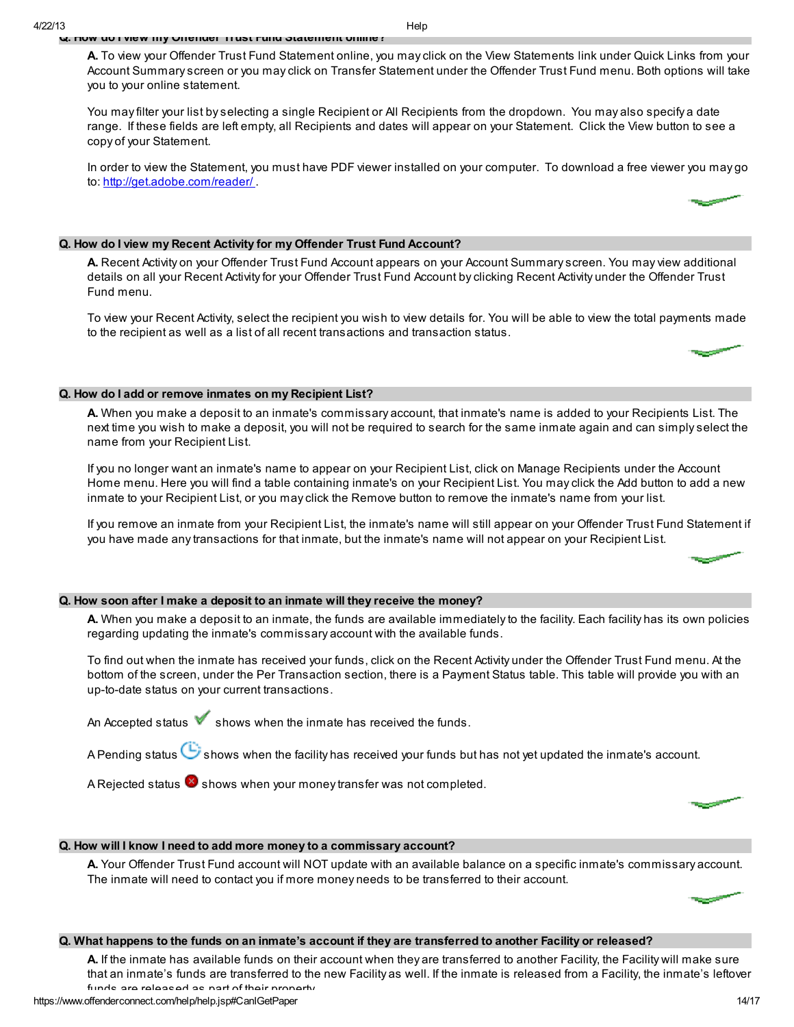**Q. How do I view my Offender Trust Fund Statement online?**

**A.** To view your Offender Trust Fund Statement online, you may click on the View Statements link under Quick Links from your Account Summary screen or you may click on Transfer Statement under the Offender Trust Fund menu. Both options will take you to your online statement.

You may filter your list by selecting a single Recipient or All Recipients from the dropdown. You may also specify a date range. If these fields are left empty, all Recipients and dates will appear on your Statement. Click the View button to see a copy of your Statement.

In order to view the Statement, you must have PDF viewer installed on your computer. To download a free viewer you may go to: http://get.adobe.com/reader/ .

**Q. How do I view my Recent Activity for my Offender Trust Fund Account?**

**A.** Recent Activity on your Offender Trust Fund Account appears on your Account Summary screen. You may view additional details on all your Recent Activity for your Offender Trust Fund Account by clicking Recent Activity under the Offender Trust Fund menu.

To view your Recent Activity, select the recipient you wish to view details for. You will be able to view the total payments made to the recipient as well as a list of all recent transactions and transaction status.

**Q. How do I add or remove inmates on my Recipient List?**

**A.** When you make a deposit to an inmate's commissary account, that inmate's name is added to your Recipients List. The next time you wish to make a deposit, you will not be required to search for the same inmate again and can simply select the name from your Recipient List.

If you no longer want an inmate's name to appear on your Recipient List, click on Manage Recipients under the Account Home menu. Here you will find a table containing inmate's on your Recipient List. You may click the Add button to add a new inmate to your Recipient List, or you may click the Remove button to remove the inmate's name from your list.

If you remove an inmate from your Recipient List, the inmate's name will still appear on your Offender Trust Fund Statement if you have made any transactions for that inmate, but the inmate's name will not appear on your Recipient List.

**Q. How soon after I make a deposit to an inmate will they receive the money?**

**A.** When you make a deposit to an inmate, the funds are available immediately to the facility. Each facility has its own policies regarding updating the inmate's commissary account with the available funds.

To find out when the inmate has received your funds, click on the Recent Activity under the Offender Trust Fund menu. At the bottom of the screen, under the Per Transaction section, there is a Payment Status table. This table will provide you with an up-to-date status on your current transactions.

An Accepted status ✔ shows when the inmate has received the funds.

A Pending status shows when the facility has received your funds but has not yet updated the inmate's account.

A Rejected status shows when your money transfer was not completed.

**Q. How will I know I need to add more money to a commissary account?**

**A.** Your Offender Trust Fund account will NOT update with an available balance on a specific inmate's commissary account. The inmate will need to contact you if more money needs to be transferred to their account.

**Q. What happens to the funds on an inmate's account if they are transferred to another Facility or released?**

**A.** If the inmate has available funds on their account when they are transferred to another Facility, the Facility will make sure that an inmate's funds are transferred to the new Facility as well. If the inmate is released from a Facility, the inmate's leftover funds are released as part of their property.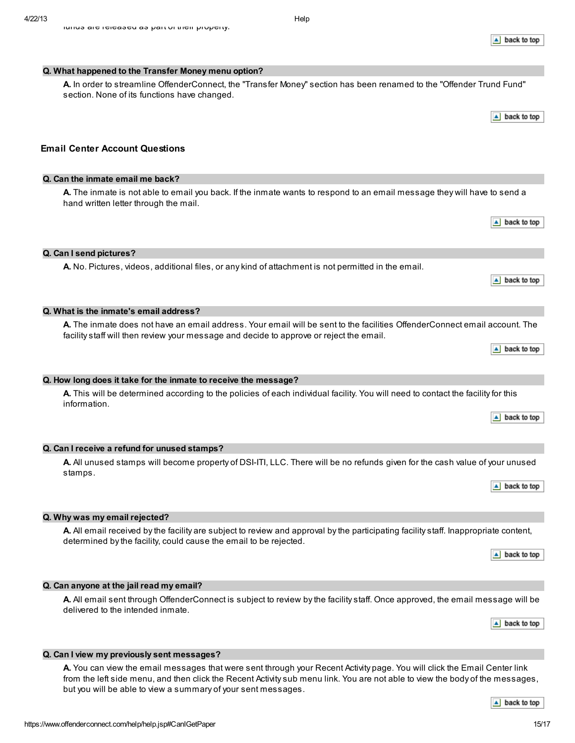funds are released as part of their property.

back to top

**Q. What happened to the Transfer Money menu option?**

**A.** In order to streamline OffenderConnect, the "Transfer Money" section has been renamed to the "Offender Trund Fund" section. None of its functions have changed.

back to top

## Email Center Account Questions

**Q. Can the inmate email me back?**

**A.** The inmate is not able to email you back. If the inmate wants to respond to an email message they will have to send a hand written letter through the mail.

back to top

**Q. Can I send pictures?**

**A.** No. Pictures, videos, additional files, or any kind of attachment is not permitted in the email.

back to top

**Q. What is the inmate's email address?**

**A.** The inmate does not have an email address. Your email will be sent to the facilities OffenderConnect email account. The facility staff will then review your message and decide to approve or reject the email.

back to top

**Q. How long does it take for the inmate to receive the message?**

**A.** This will be determined according to the policies of each individual facility. You will need to contact the facility for this information.

back to top

**Q. Can I receive a refund for unused stamps?**

**A.** All unused stamps will become property of DSI-ITI, LLC. There will be no refunds given for the cash value of your unused stamps.

back to top

**Q. Why was my email rejected?**

**A.** All email received by the facility are subject to review and approval by the participating facility staff. Inappropriate content, determined by the facility, could cause the email to be rejected.

back to top

**Q. Can anyone at the jail read my email?**

**A.** All email sent through OffenderConnect is subject to review by the facility staff. Once approved, the email message will be delivered to the intended inmate.

back to top

**Q. Can I view my previously sent messages?**

**A.** You can view the email messages that were sent through your Recent Activity page. You will click the Email Center link from the left side menu, and then click the Recent Activity sub menu link. You are not able to view the body of the messages, but you will be able to view a summary of your sent messages.

back to top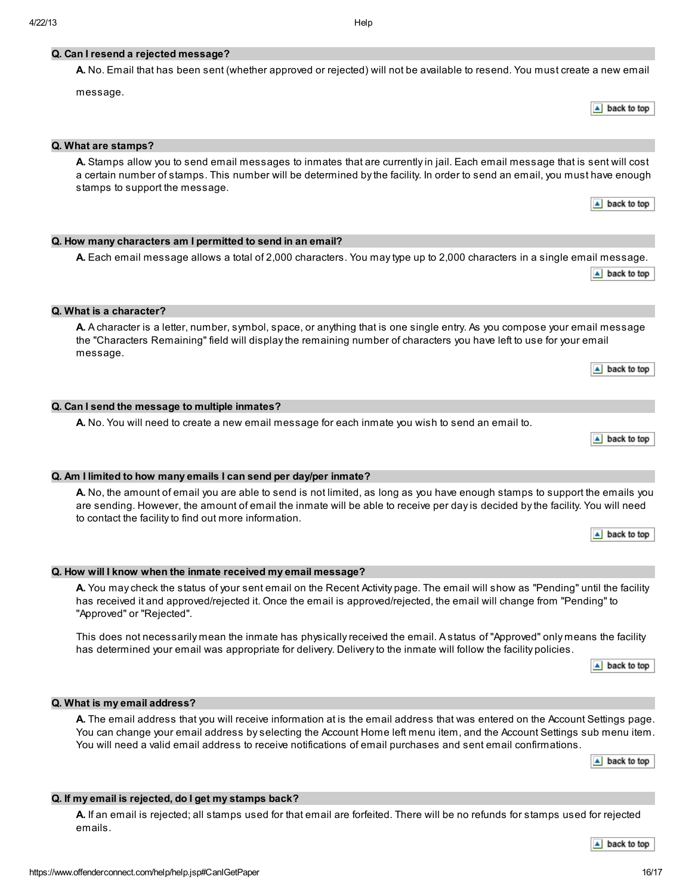### Q. Can I resend a rejected message?

**A.** No. Email that has been sent (whether approved or rejected) will not be available to resend. You must create a new email message.

back to top

### Q. What are stamps?

**A.** Stamps allow you to send email messages to inmates that are currently in jail. Each email message that is sent will cost a certain number of stamps. This number will be determined by the facility. In order to send an email, you must have enough stamps to support the message.

back to top

### Q. How many characters am I permitted to send in an email?

**A.** Each email message allows a total of 2,000 characters. You may type up to 2,000 characters in a single email message.

back to top

### Q. What is a character?

**A.** A character is a letter, number, symbol, space, or anything that is one single entry. As you compose your email message the "Characters Remaining" field will display the remaining number of characters you have left to use for your email message.

back to top

### Q. Can I send the message to multiple inmates?

**A.** No. You will need to create a new email message for each inmate you wish to send an email to.

back to top

### Q. Am I limited to how many emails I can send per day/per inmate?

**A.** No, the amount of email you are able to send is not limited, as long as you have enough stamps to support the emails you are sending. However, the amount of email the inmate will be able to receive per day is decided by the facility. You will need to contact the facility to find out more information.

back to top

### Q. How will I know when the inmate received my email message?

**A.** You may check the status of your sent email on the Recent Activity page. The email will show as "Pending" until the facility has received it and approved/rejected it. Once the email is approved/rejected, the email will change from "Pending" to "Approved" or "Rejected".

This does not necessarily mean the inmate has physically received the email. A status of "Approved" only means the facility has determined your email was appropriate for delivery. Delivery to the inmate will follow the facility policies.

back to top

### Q. What is my email address?

**A.** The email address that you will receive information at is the email address that was entered on the Account Settings page. You can change your email address by selecting the Account Home left menu item, and the Account Settings sub menu item. You will need a valid email address to receive notifications of email purchases and sent email confirmations.

back to top

### Q. If my email is rejected, do I get my stamps back?

**A.** If an email is rejected; all stamps used for that email are forfeited. There will be no refunds for stamps used for rejected emails.

back to top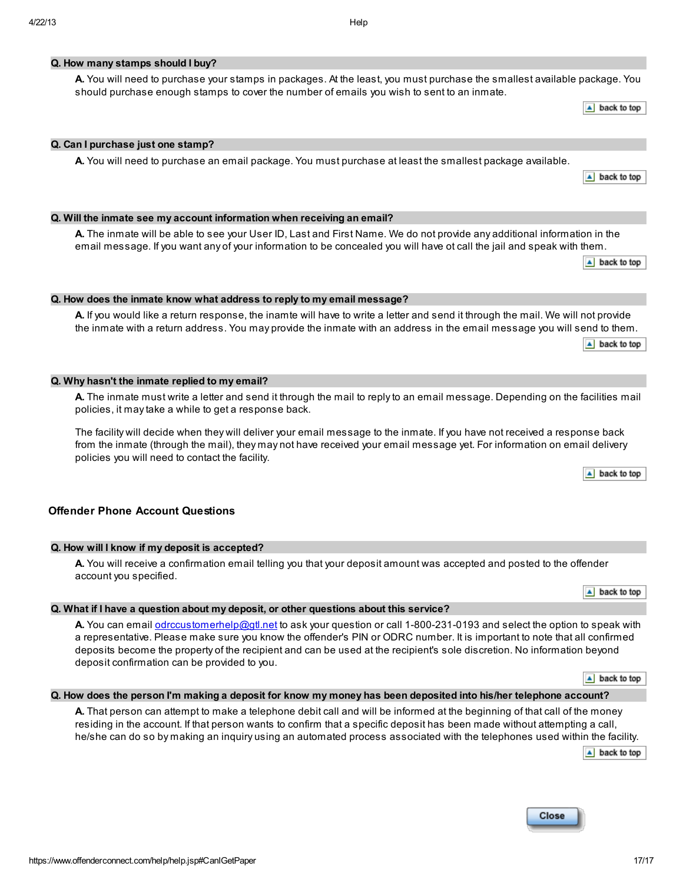**Q. How many stamps should I buy?**

**A.** You will need to purchase your stamps in packages. At the least, you must purchase the smallest available package. You should purchase enough stamps to cover the number of emails you wish to sent to an inmate.

back to top

**Q. Can I purchase just one stamp?**

**A.** You will need to purchase an email package. You must purchase at least the smallest package available.

back to top

**Q. Will the inmate see my account information when receiving an email?**

**A.** The inmate will be able to see your User ID, Last and First Name. We do not provide any additional information in the email message. If you want any of your information to be concealed you will have ot call the jail and speak with them.

back to top

**Q. How does the inmate know what address to reply to my email message?**

**A.** If you would like a return response, the inamte will have to write a letter and send it through the mail. We will not provide the inmate with a return address. You may provide the inmate with an address in the email message you will send to them.

back to top

**Q. Why hasn't the inmate replied to my email?**

**A.** The inmate must write a letter and send it through the mail to reply to an email message. Depending on the facilities mail policies, it may take a while to get a response back.

The facility will decide when they will deliver your email message to the inmate. If you have not received a response back from the inmate (through the mail), they may not have received your email message yet. For information on email delivery policies you will need to contact the facility.

back to top

## Offender Phone Account Questions

**Q. How will I know if my deposit is accepted?**

**A.** You will receive a confirmation email telling you that your deposit amount was accepted and posted to the offender account you specified.

back to top

**Q. What if I have a question about my deposit, or other questions about this service?**

**A.** You can email odrccustomerhelp@gtl.net to ask your question or call 1-800-231-0193 and select the option to speak with a representative. Please make sure you know the offender's PIN or ODRC number. It is important to note that all confirmed deposits become the property of the recipient and can be used at the recipient's sole discretion. No information beyond deposit confirmation can be provided to you.

back to top

**Q. How does the person I'm making a deposit for know my money has been deposited into his/her telephone account?**

**A.** That person can attempt to make a telephone debit call and will be informed at the beginning of that call of the money residing in the account. If that person wants to confirm that a specific deposit has been made without attempting a call, he/she can do so by making an inquiry using an automated process associated with the telephones used within the facility.

back to top

Close